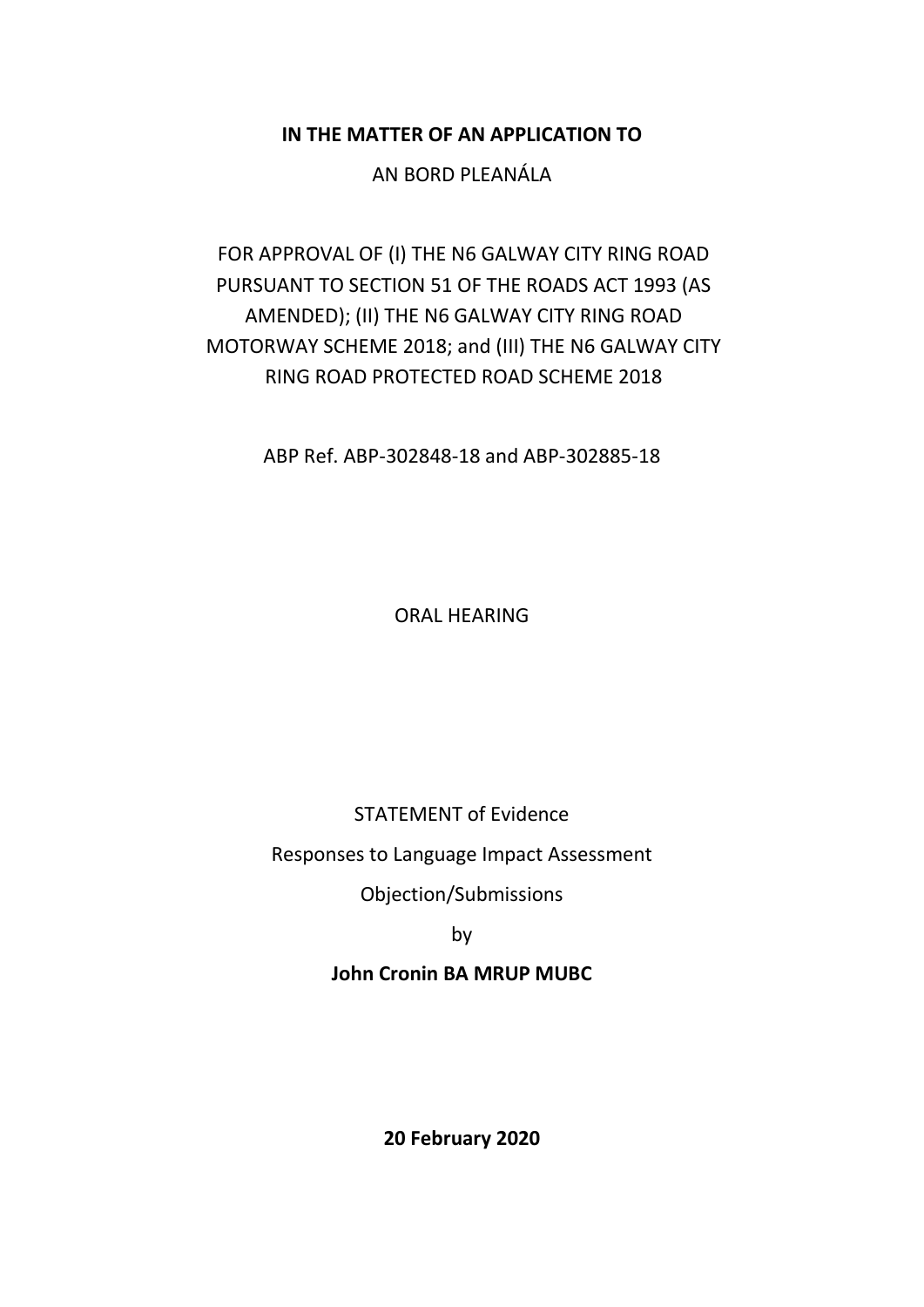**IN THE MATTER OF AN APPLICATION TO**

AN BORD PLEANÁLA

FOR APPROVAL OF (I) THE N6 GALWAY CITY RING ROAD PURSUANT TO SECTION 51 OF THE ROADS ACT 1993 (AS AMENDED); (II) THE N6 GALWAY CITY RING ROAD MOTORWAY SCHEME 2018; and (III) THE N6 GALWAY CITY RING ROAD PROTECTED ROAD SCHEME 2018

ABP Ref. ABP-302848-18 and ABP-302885-18

ORAL HEARING

STATEMENT of Evidence

Responses to Language Impact Assessment

Objection/Submissions

by

**John Cronin BA MRUP MUBC**

**20 February 2020**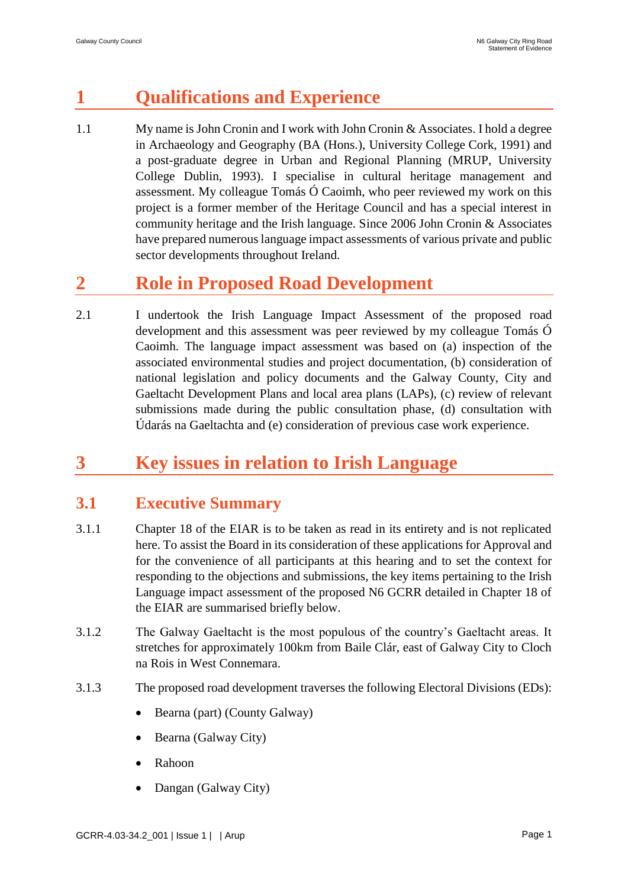# 1 Qualifications and Experience

1.1 My name is John Cronin and I work with John Cronin & Associates. I hold a degree in Archaeology and Geography (BA (Hons.), University College Cork, 1991) and a post-graduate degree in Urban and Regional Planning (MRUP, University College Dublin, 1993). I specialise in cultural heritage management and assessment. My colleague Tomás Ó Caoimh, who peer reviewed my work on this project is a former member of the Heritage Council and has a special interest in community heritage and the Irish language. Since 2006 John Cronin & Associates have prepared numerous language impact assessments of various private and public sector developments throughout Ireland.

# 2 Role in Proposed Road Development

2.1 I undertook the Irish Language Impact Assessment of the proposed road development and this assessment was peer reviewed by my colleague Tomás Ó Caoimh. The language impact assessment was based on (a) inspection of the associated environmental studies and project documentation, (b) consideration of national legislation and policy documents and the Galway County, City and Gaeltacht Development Plans and local area plans (LAPs), (c) review of relevant submissions made during the public consultation phase, (d) consultation with Údarás na Gaeltachta and (e) consideration of previous case work experience.

# 3 Key issues in relation to Irish Language

## 3.1 Executive Summary

3.1.1 Chapter 18 of the EIAR is to be taken as read in its entirety and is not replicated here. To assist the Board in its consideration of these applications for Approval and for the convenience of all participants at this hearing and to set the context for responding to the objections and submissions, the key items pertaining to the Irish Language impact assessment of the proposed N6 GCRR detailed in Chapter 18 of the EIAR are summarised briefly below.

3.1.2 The Galway Gaeltacht is the most populous of the country's Gaeltacht areas. It stretches for approximately 100km from Baile Clár, east of Galway City to Cloch na Rois in West Connemara.

3.1.3 The proposed road development traverses the following Electoral Divisions (EDs):

- Bearna (part) (County Galway)
- Bearna (Galway City)
- Rahoon
- Dangan (Galway City)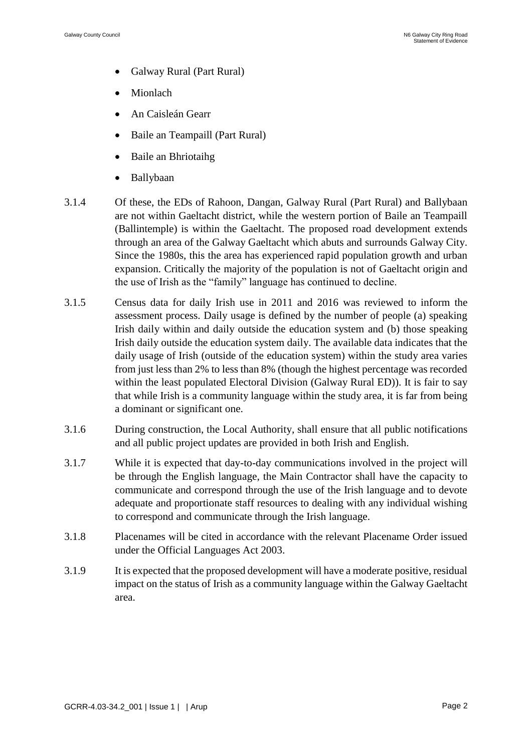- Galway Rural (Part Rural)
- Mionlach
- An Caisleán Gearr
- Baile an Teampaill (Part Rural)
- Baile an Bhriotaihg
- Ballybaan

3.1.4 Of these, the EDs of Rahoon, Dangan, Galway Rural (Part Rural) and Ballybaan are not within Gaeltacht district, while the western portion of Baile an Teampaill (Ballintemple) is within the Gaeltacht. The proposed road development extends through an area of the Galway Gaeltacht which abuts and surrounds Galway City. Since the 1980s, this the area has experienced rapid population growth and urban expansion. Critically the majority of the population is not of Gaeltacht origin and the use of Irish as the "family" language has continued to decline.

3.1.5 Census data for daily Irish use in 2011 and 2016 was reviewed to inform the assessment process. Daily usage is defined by the number of people (a) speaking Irish daily within and daily outside the education system and (b) those speaking Irish daily outside the education system daily. The available data indicates that the daily usage of Irish (outside of the education system) within the study area varies from just less than 2% to less than 8% (though the highest percentage was recorded within the least populated Electoral Division (Galway Rural ED)). It is fair to say that while Irish is a community language within the study area, it is far from being a dominant or significant one.

3.1.6 During construction, the Local Authority, shall ensure that all public notifications and all public project updates are provided in both Irish and English.

3.1.7 While it is expected that day-to-day communications involved in the project will be through the English language, the Main Contractor shall have the capacity to communicate and correspond through the use of the Irish language and to devote adequate and proportionate staff resources to dealing with any individual wishing to correspond and communicate through the Irish language.

3.1.8 Placenames will be cited in accordance with the relevant Placename Order issued under the Official Languages Act 2003.

3.1.9 It is expected that the proposed development will have a moderate positive, residual impact on the status of Irish as a community language within the Galway Gaeltacht area.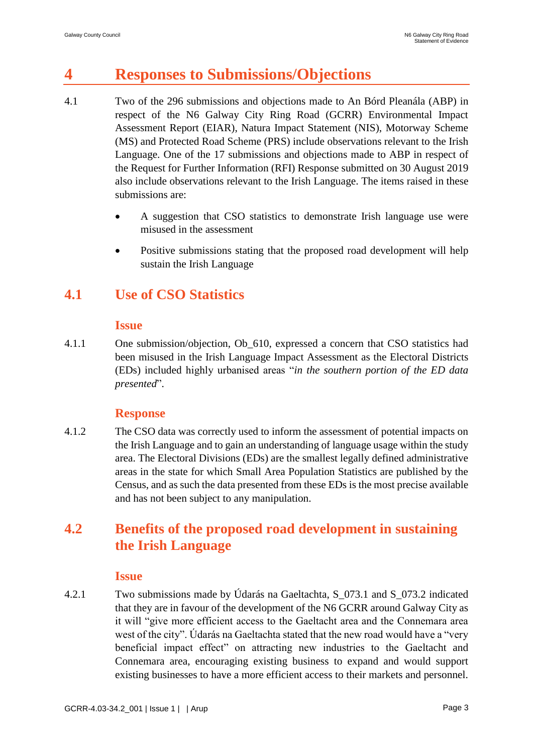# 4 Responses to Submissions/Objections

4.1 Two of the 296 submissions and objections made to An Bórd Pleanála (ABP) in respect of the N6 Galway City Ring Road (GCRR) Environmental Impact Assessment Report (EIAR), Natura Impact Statement (NIS), Motorway Scheme (MS) and Protected Road Scheme (PRS) include observations relevant to the Irish Language. One of the 17 submissions and objections made to ABP in respect of the Request for Further Information (RFI) Response submitted on 30 August 2019 also include observations relevant to the Irish Language. The items raised in these submissions are:

- A suggestion that CSO statistics to demonstrate Irish language use were misused in the assessment
- Positive submissions stating that the proposed road development will help sustain the Irish Language

## 4.1 Use of CSO Statistics

### Issue

4.1.1 One submission/objection, Ob_610, expressed a concern that CSO statistics had been misused in the Irish Language Impact Assessment as the Electoral Districts (EDs) included highly urbanised areas "*in the southern portion of the ED data presented*".

### Response

4.1.2 The CSO data was correctly used to inform the assessment of potential impacts on the Irish Language and to gain an understanding of language usage within the study area. The Electoral Divisions (EDs) are the smallest legally defined administrative areas in the state for which Small Area Population Statistics are published by the Census, and as such the data presented from these EDs is the most precise available and has not been subject to any manipulation.

## 4.2 Benefits of the proposed road development in sustaining the Irish Language

### Issue

4.2.1 Two submissions made by Údarás na Gaeltachta, S_073.1 and S_073.2 indicated that they are in favour of the development of the N6 GCRR around Galway City as it will "give more efficient access to the Gaeltacht area and the Connemara area west of the city". Údarás na Gaeltachta stated that the new road would have a "very beneficial impact effect" on attracting new industries to the Gaeltacht and Connemara area, encouraging existing business to expand and would support existing businesses to have a more efficient access to their markets and personnel.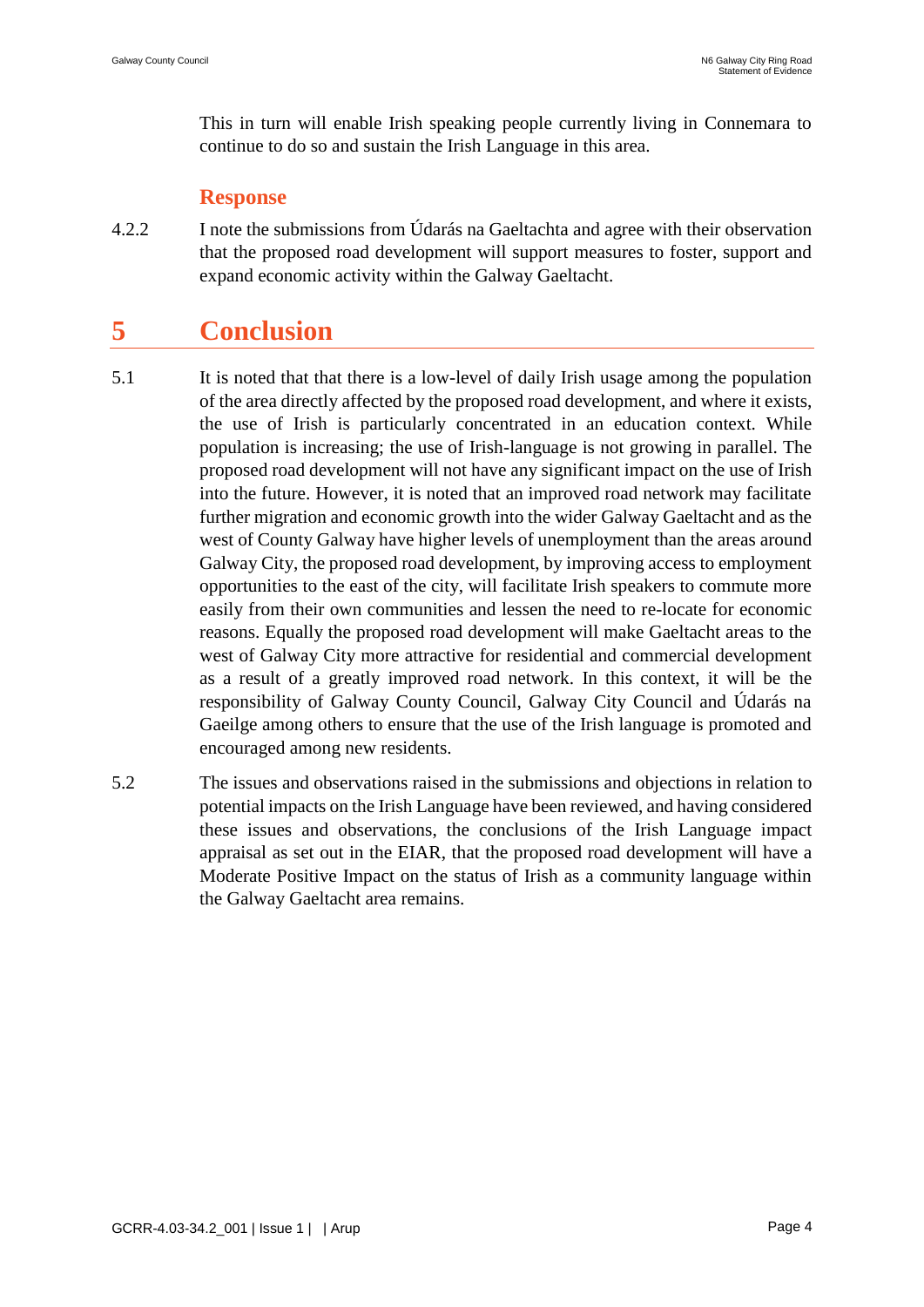This in turn will enable Irish speaking people currently living in Connemara to continue to do so and sustain the Irish Language in this area.

### Response

4.2.2 I note the submissions from Údarás na Gaeltachta and agree with their observation that the proposed road development will support measures to foster, support and expand economic activity within the Galway Gaeltacht.

# 5 Conclusion

5.1 It is noted that that there is a low-level of daily Irish usage among the population of the area directly affected by the proposed road development, and where it exists, the use of Irish is particularly concentrated in an education context. While population is increasing; the use of Irish-language is not growing in parallel. The proposed road development will not have any significant impact on the use of Irish into the future. However, it is noted that an improved road network may facilitate further migration and economic growth into the wider Galway Gaeltacht and as the west of County Galway have higher levels of unemployment than the areas around Galway City, the proposed road development, by improving access to employment opportunities to the east of the city, will facilitate Irish speakers to commute more easily from their own communities and lessen the need to re-locate for economic reasons. Equally the proposed road development will make Gaeltacht areas to the west of Galway City more attractive for residential and commercial development as a result of a greatly improved road network. In this context, it will be the responsibility of Galway County Council, Galway City Council and Údarás na Gaeilge among others to ensure that the use of the Irish language is promoted and encouraged among new residents.

5.2 The issues and observations raised in the submissions and objections in relation to potential impacts on the Irish Language have been reviewed, and having considered these issues and observations, the conclusions of the Irish Language impact appraisal as set out in the EIAR, that the proposed road development will have a Moderate Positive Impact on the status of Irish as a community language within the Galway Gaeltacht area remains.